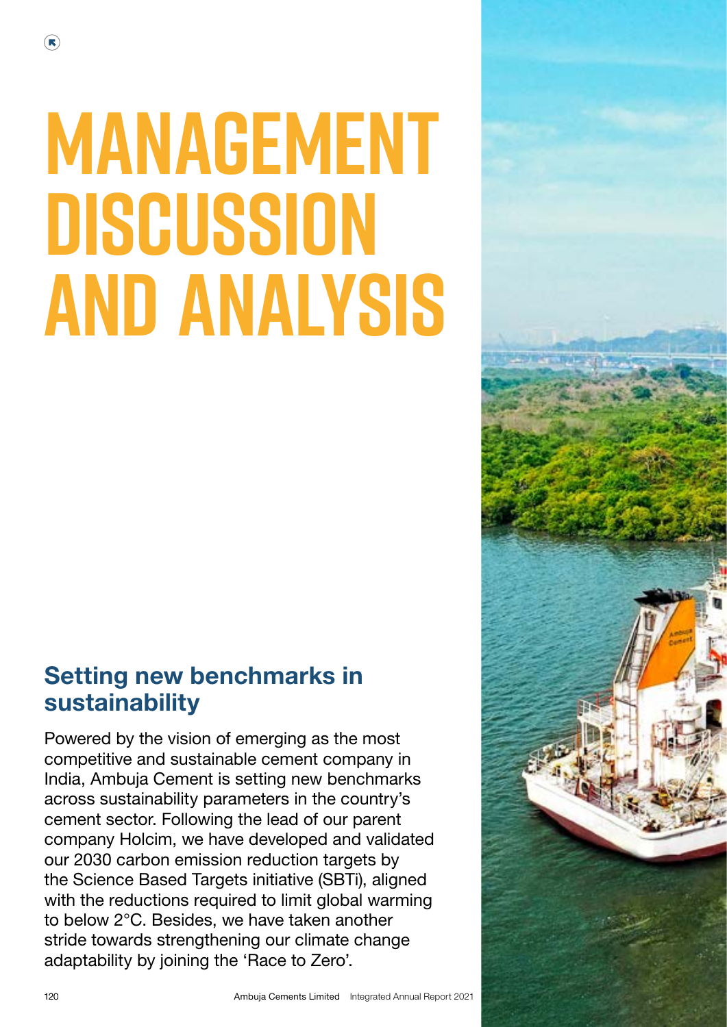# MANAGEMENT DISCUSSION AND ANALYSIS

## Setting new benchmarks in sustainability

Powered by the vision of emerging as the most competitive and sustainable cement company in India, Ambuja Cement is setting new benchmarks across sustainability parameters in the country's cement sector. Following the lead of our parent company Holcim, we have developed and validated our 2030 carbon emission reduction targets by the Science Based Targets initiative (SBTi), aligned with the reductions required to limit global warming to below 2°C. Besides, we have taken another stride towards strengthening our climate change adaptability by joining the 'Race to Zero'.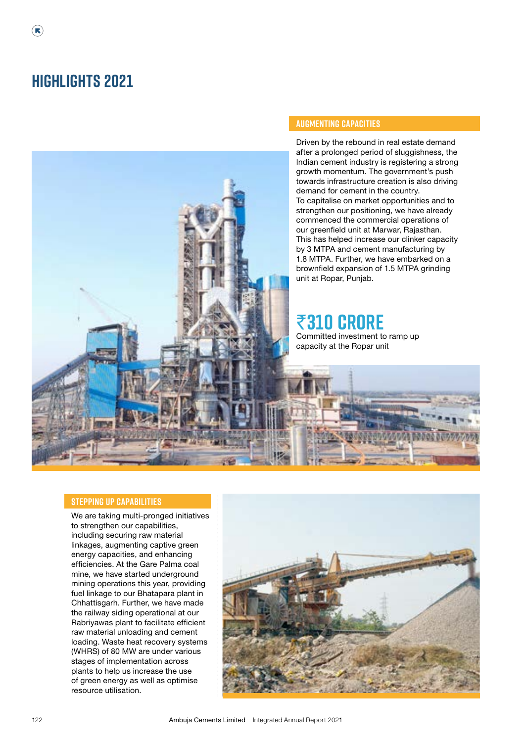# HIGHLIGHTS 2021

## AUGMENTING CAPACITIES

Driven by the rebound in real estate demand after a prolonged period of sluggishness, the Indian cement industry is registering a strong growth momentum. The government's push towards infrastructure creation is also driving demand for cement in the country.

To capitalise on market opportunities and to strengthen our positioning, we have already commenced the commercial operations of our greenfield unit at Marwar, Rajasthan. This has helped increase our clinker capacity by 3 MTPA and cement manufacturing by 1.8 MTPA. Further, we have embarked on a brownfield expansion of 1.5 MTPA grinding unit at Ropar, Punjab.

**₹310 CRORE**

Committed investment to ramp up capacity at the Ropar unit

## STEPPING UP CAPABILITIES

We are taking multi-pronged initiatives to strengthen our capabilities, including securing raw material linkages, augmenting captive green energy capacities, and enhancing efficiencies. At the Gare Palma coal mine, we have started underground mining operations this year, providing fuel linkage to our Bhatapara plant in Chhattisgarh. Further, we have made the railway siding operational at our Rabriyawas plant to facilitate efficient raw material unloading and cement loading. Waste heat recovery systems (WHRS) of 80 MW are under various stages of implementation across plants to help us increase the use of green energy as well as optimise resource utilisation.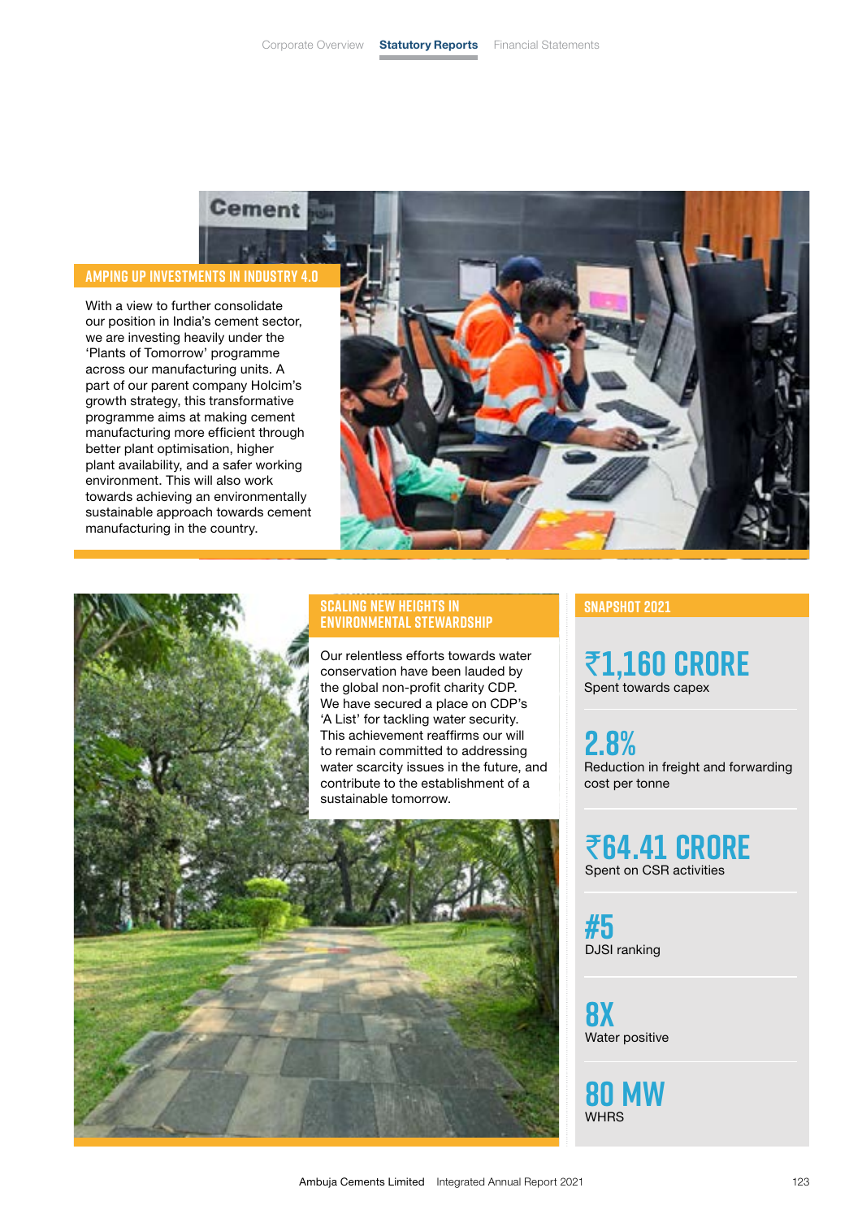## AMPING UP INVESTMENTS IN INDUSTRY 4.0

With a view to further consolidate our position in India's cement sector, we are investing heavily under the 'Plants of Tomorrow' programme across our manufacturing units. A part of our parent company Holcim's growth strategy, this transformative programme aims at making cement manufacturing more efficient through better plant optimisation, higher plant availability, and a safer working environment. This will also work towards achieving an environmentally sustainable approach towards cement manufacturing in the country.

## SCALING NEW HEIGHTS IN ENVIRONMENTAL STEWARDSHIP

Our relentless efforts towards water conservation have been lauded by the global non-profit charity CDP. We have secured a place on CDP's 'A List' for tackling water security. This achievement reaffirms our will to remain committed to addressing water scarcity issues in the future, and contribute to the establishment of a sustainable tomorrow.

## SNAPSHOT 2021

**₹1,160 CRORE**
Spent towards capex

**2.8%**
Reduction in freight and forwarding cost per tonne

**₹64.41 CRORE**
Spent on CSR activities

**#5**
DJSI ranking

**8X**
Water positive

**80 MW**
WHRS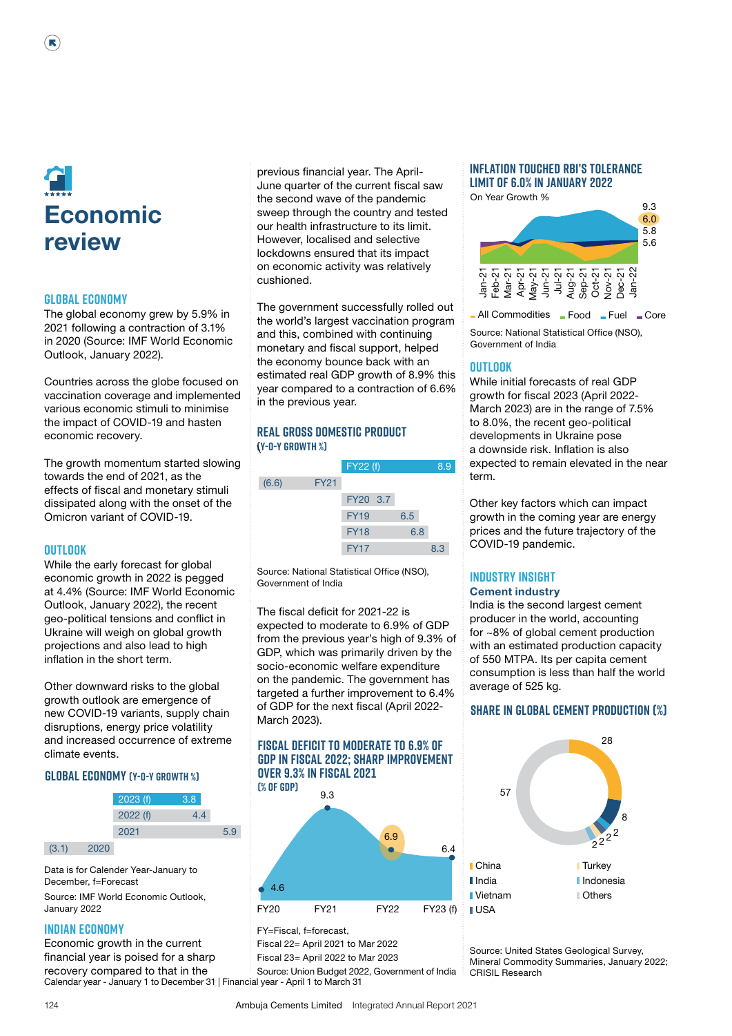# Economic review

## GLOBAL ECONOMY

The global economy grew by 5.9% in 2021 following a contraction of 3.1% in 2020 (Source: IMF World Economic Outlook, January 2022).

Countries across the globe focused on vaccination coverage and implemented various economic stimuli to minimise the impact of COVID-19 and hasten economic recovery.

The growth momentum started slowing towards the end of 2021, as the effects of fiscal and monetary stimuli dissipated along with the onset of the Omicron variant of COVID-19.

## OUTLOOK

While the early forecast for global economic growth in 2022 is pegged at 4.4% (Source: IMF World Economic Outlook, January 2022), the recent geo-political tensions and conflict in Ukraine will weigh on global growth projections and also lead to high inflation in the short term.

Other downward risks to the global growth outlook are emergence of new COVID-19 variants, supply chain disruptions, energy price volatility and increased occurrence of extreme climate events.

### GLOBAL ECONOMY (Y-O-Y GROWTH %)

| Year | Growth |
|---|---|
| 2023 (f) | 3.8 |
| 2022 (f) | 4.4 |
| 2021 | 5.9 |
| 2020 | (3.1) |

Data is for Calender Year-January to December, f=Forecast

Source: IMF World Economic Outlook, January 2022

## INDIAN ECONOMY

Economic growth in the current financial year is poised for a sharp recovery compared to that in the previous financial year. The April-June quarter of the current fiscal saw the second wave of the pandemic sweep through the country and tested our health infrastructure to its limit. However, localised and selective lockdowns ensured that its impact on economic activity was relatively cushioned.

The government successfully rolled out the world's largest vaccination program and this, combined with continuing monetary and fiscal support, helped the economy bounce back with an estimated real GDP growth of 8.9% this year compared to a contraction of 6.6% in the previous year.

### REAL GROSS DOMESTIC PRODUCT (Y-O-Y GROWTH %)

| Year | Growth |
|---|---|
| FY22 (f) | 8.9 |
| FY21 | (6.6) |
| FY20 | 3.7 |
| FY19 | 6.5 |
| FY18 | 6.8 |
| FY17 | 8.3 |

Source: National Statistical Office (NSO), Government of India

The fiscal deficit for 2021-22 is expected to moderate to 6.9% of GDP from the previous year's high of 9.3% of GDP, which was primarily driven by the socio-economic welfare expenditure on the pandemic. The government has targeted a further improvement to 6.4% of GDP for the next fiscal (April 2022-March 2023).

### FISCAL DEFICIT TO MODERATE TO 6.9% OF GDP IN FISCAL 2022; SHARP IMPROVEMENT OVER 9.3% IN FISCAL 2021 (% OF GDP)

| Year | % of GDP |
|---|---|
| FY20 | 4.6 |
| FY21 | 9.3 |
| FY22 | 6.9 |
| FY23 (f) | 6.4 |

FY=Fiscal, f=forecast,

Fiscal 22= April 2021 to Mar 2022

Fiscal 23= April 2022 to Mar 2023

Source: Union Budget 2022, Government of India

Calendar year - January 1 to December 31 | Financial year - April 1 to March 31

### INFLATION TOUCHED RBI'S TOLERANCE LIMIT OF 6.0% IN JANUARY 2022

On Year Growth %

Jan-21 to Jan-22; January 2022 values: 9.3, 6.0, 5.8, 5.6

All Commodities, Food, Fuel, Core

Source: National Statistical Office (NSO), Government of India

## OUTLOOK

While initial forecasts of real GDP growth for fiscal 2023 (April 2022-March 2023) are in the range of 7.5% to 8.0%, the recent geo-political developments in Ukraine pose a downside risk. Inflation is also expected to remain elevated in the near term.

Other key factors which can impact growth in the coming year are energy prices and the future trajectory of the COVID-19 pandemic.

## INDUSTRY INSIGHT

### Cement industry

India is the second largest cement producer in the world, accounting for ~8% of global cement production with an estimated production capacity of 550 MTPA. Its per capita cement consumption is less than half the world average of 525 kg.

### SHARE IN GLOBAL CEMENT PRODUCTION (%)

| Country | Share |
|---|---|
| China | 57 |
| India | 8 |
| Vietnam | 2 |
| USA | 2 |
| Turkey | 2 |
| Indonesia | 2 |
| Others | 28 |

Source: United States Geological Survey, Mineral Commodity Summaries, January 2022; CRISIL Research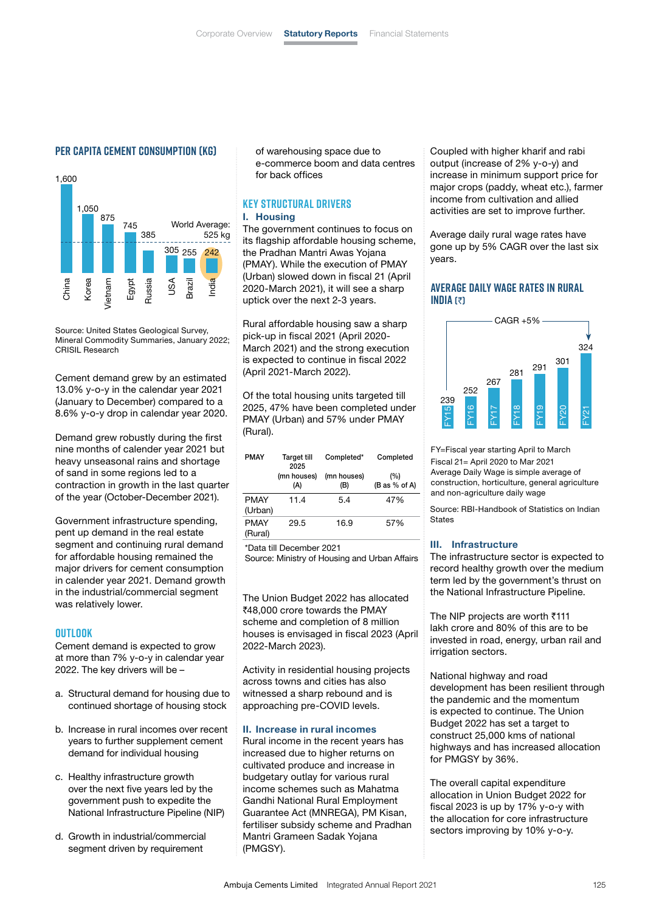## PER CAPITA CEMENT CONSUMPTION (KG)

| Country | kg |
|---|---|
| China | 1,600 |
| Korea | 1,050 |
| Vietnam | 875 |
| Egypt | 745 |
| Russia | 385 |
| USA | 305 |
| Brazil | 255 |
| India | 242 |

World Average: 525 kg

Source: United States Geological Survey, Mineral Commodity Summaries, January 2022; CRISIL Research

Cement demand grew by an estimated 13.0% y-o-y in the calendar year 2021 (January to December) compared to a 8.6% y-o-y drop in calendar year 2020.

Demand grew robustly during the first nine months of calender year 2021 but heavy unseasonal rains and shortage of sand in some regions led to a contraction in growth in the last quarter of the year (October-December 2021).

Government infrastructure spending, pent up demand in the real estate segment and continuing rural demand for affordable housing remained the major drivers for cement consumption in calender year 2021. Demand growth in the industrial/commercial segment was relatively lower.

## OUTLOOK

Cement demand is expected to grow at more than 7% y-o-y in calendar year 2022. The key drivers will be –

a. Structural demand for housing due to continued shortage of housing stock

b. Increase in rural incomes over recent years to further supplement cement demand for individual housing

c. Healthy infrastructure growth over the next five years led by the government push to expedite the National Infrastructure Pipeline (NIP)

d. Growth in industrial/commercial segment driven by requirement of warehousing space due to e-commerce boom and data centres for back offices

## KEY STRUCTURAL DRIVERS

### I. Housing

The government continues to focus on its flagship affordable housing scheme, the Pradhan Mantri Awas Yojana (PMAY). While the execution of PMAY (Urban) slowed down in fiscal 21 (April 2020-March 2021), it will see a sharp uptick over the next 2-3 years.

Rural affordable housing saw a sharp pick-up in fiscal 2021 (April 2020-March 2021) and the strong execution is expected to continue in fiscal 2022 (April 2021-March 2022).

Of the total housing units targeted till 2025, 47% have been completed under PMAY (Urban) and 57% under PMAY (Rural).

| PMAY | Target till 2025 (mn houses) (A) | Completed* (mn houses) (B) | Completed (%) (B as % of A) |
|---|---|---|---|
| PMAY (Urban) | 11.4 | 5.4 | 47% |
| PMAY (Rural) | 29.5 | 16.9 | 57% |

*Data till December 2021
Source: Ministry of Housing and Urban Affairs

The Union Budget 2022 has allocated ₹48,000 crore towards the PMAY scheme and completion of 8 million houses is envisaged in fiscal 2023 (April 2022-March 2023).

Activity in residential housing projects across towns and cities has also witnessed a sharp rebound and is approaching pre-COVID levels.

### II. Increase in rural incomes

Rural income in the recent years has increased due to higher returns on cultivated produce and increase in budgetary outlay for various rural income schemes such as Mahatma Gandhi National Rural Employment Guarantee Act (MNREGA), PM Kisan, fertiliser subsidy scheme and Pradhan Mantri Grameen Sadak Yojana (PMGSY).

Coupled with higher kharif and rabi output (increase of 2% y-o-y) and increase in minimum support price for major crops (paddy, wheat etc.), farmer income from cultivation and allied activities are set to improve further.

Average daily rural wage rates have gone up by 5% CAGR over the last six years.

## AVERAGE DAILY WAGE RATES IN RURAL INDIA (₹)

| Year | ₹ |
|---|---|
| FY15 | 239 |
| FY16 | 252 |
| FY17 | 267 |
| FY18 | 281 |
| FY19 | 291 |
| FY20 | 301 |
| FY21 | 324 |

CAGR +5%

FY=Fiscal year starting April to March
Fiscal 21= April 2020 to Mar 2021
Average Daily Wage is simple average of construction, horticulture, general agriculture and non-agriculture daily wage

Source: RBI-Handbook of Statistics on Indian States

### III. Infrastructure

The infrastructure sector is expected to record healthy growth over the medium term led by the government's thrust on the National Infrastructure Pipeline.

The NIP projects are worth ₹111 lakh crore and 80% of this are to be invested in road, energy, urban rail and irrigation sectors.

National highway and road development has been resilient through the pandemic and the momentum is expected to continue. The Union Budget 2022 has set a target to construct 25,000 kms of national highways and has increased allocation for PMGSY by 36%.

The overall capital expenditure allocation in Union Budget 2022 for fiscal 2023 is up by 17% y-o-y with the allocation for core infrastructure sectors improving by 10% y-o-y.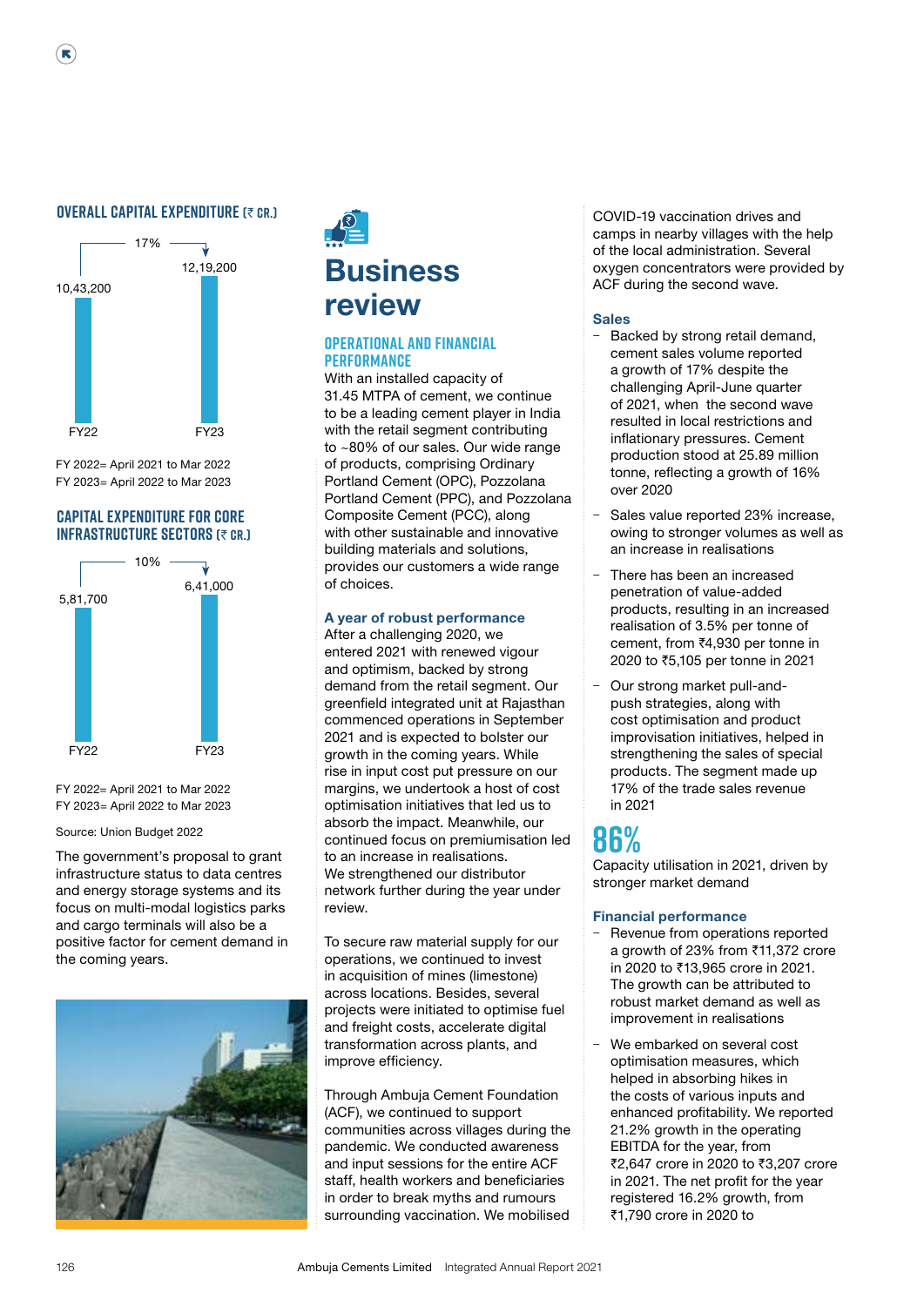## OVERALL CAPITAL EXPENDITURE (₹ CR.)

| | FY22 | FY23 |
|---|---|---|
| Overall capital expenditure | 10,43,200 | 12,19,200 |

17%

FY 2022= April 2021 to Mar 2022
FY 2023= April 2022 to Mar 2023

## CAPITAL EXPENDITURE FOR CORE INFRASTRUCTURE SECTORS (₹ CR.)

| | FY22 | FY23 |
|---|---|---|
| Capital expenditure for core infrastructure sectors | 5,81,700 | 6,41,000 |

10%

FY 2022= April 2021 to Mar 2022
FY 2023= April 2022 to Mar 2023

Source: Union Budget 2022

The government's proposal to grant infrastructure status to data centres and energy storage systems and its focus on multi-modal logistics parks and cargo terminals will also be a positive factor for cement demand in the coming years.

# Business review

## OPERATIONAL AND FINANCIAL PERFORMANCE

With an installed capacity of 31.45 MTPA of cement, we continue to be a leading cement player in India with the retail segment contributing to ~80% of our sales. Our wide range of products, comprising Ordinary Portland Cement (OPC), Pozzolana Portland Cement (PPC), and Pozzolana Composite Cement (PCC), along with other sustainable and innovative building materials and solutions, provides our customers a wide range of choices.

### A year of robust performance

After a challenging 2020, we entered 2021 with renewed vigour and optimism, backed by strong demand from the retail segment. Our greenfield integrated unit at Rajasthan commenced operations in September 2021 and is expected to bolster our growth in the coming years. While rise in input cost put pressure on our margins, we undertook a host of cost optimisation initiatives that led us to absorb the impact. Meanwhile, our continued focus on premiumisation led to an increase in realisations. We strengthened our distributor network further during the year under review.

To secure raw material supply for our operations, we continued to invest in acquisition of mines (limestone) across locations. Besides, several projects were initiated to optimise fuel and freight costs, accelerate digital transformation across plants, and improve efficiency.

Through Ambuja Cement Foundation (ACF), we continued to support communities across villages during the pandemic. We conducted awareness and input sessions for the entire ACF staff, health workers and beneficiaries in order to break myths and rumours surrounding vaccination. We mobilised COVID-19 vaccination drives and camps in nearby villages with the help of the local administration. Several oxygen concentrators were provided by ACF during the second wave.

### Sales

- Backed by strong retail demand, cement sales volume reported a growth of 17% despite the challenging April-June quarter of 2021, when the second wave resulted in local restrictions and inflationary pressures. Cement production stood at 25.89 million tonne, reflecting a growth of 16% over 2020
- Sales value reported 23% increase, owing to stronger volumes as well as an increase in realisations
- There has been an increased penetration of value-added products, resulting in an increased realisation of 3.5% per tonne of cement, from ₹4,930 per tonne in 2020 to ₹5,105 per tonne in 2021
- Our strong market pull-and-push strategies, along with cost optimisation and product improvisation initiatives, helped in strengthening the sales of special products. The segment made up 17% of the trade sales revenue in 2021

**86%**
Capacity utilisation in 2021, driven by stronger market demand

### Financial performance

- Revenue from operations reported a growth of 23% from ₹11,372 crore in 2020 to ₹13,965 crore in 2021. The growth can be attributed to robust market demand as well as improvement in realisations
- We embarked on several cost optimisation measures, which helped in absorbing hikes in the costs of various inputs and enhanced profitability. We reported 21.2% growth in the operating EBITDA for the year, from ₹2,647 crore in 2020 to ₹3,207 crore in 2021. The net profit for the year registered 16.2% growth, from ₹1,790 crore in 2020 to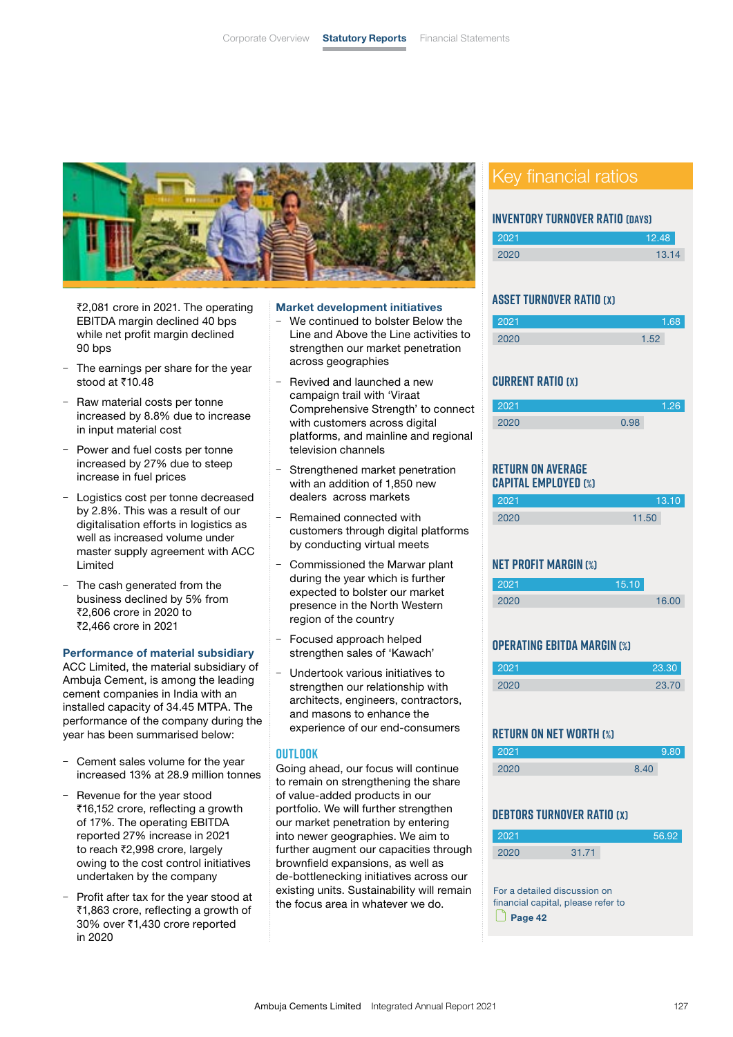₹2,081 crore in 2021. The operating EBITDA margin declined 40 bps while net profit margin declined 90 bps

- The earnings per share for the year stood at ₹10.48
- Raw material costs per tonne increased by 8.8% due to increase in input material cost
- Power and fuel costs per tonne increased by 27% due to steep increase in fuel prices
- Logistics cost per tonne decreased by 2.8%. This was a result of our digitalisation efforts in logistics as well as increased volume under master supply agreement with ACC Limited
- The cash generated from the business declined by 5% from ₹2,606 crore in 2020 to ₹2,466 crore in 2021

### Performance of material subsidiary

ACC Limited, the material subsidiary of Ambuja Cement, is among the leading cement companies in India with an installed capacity of 34.45 MTPA. The performance of the company during the year has been summarised below:

- Cement sales volume for the year increased 13% at 28.9 million tonnes
- Revenue for the year stood ₹16,152 crore, reflecting a growth of 17%. The operating EBITDA reported 27% increase in 2021 to reach ₹2,998 crore, largely owing to the cost control initiatives undertaken by the company
- Profit after tax for the year stood at ₹1,863 crore, reflecting a growth of 30% over ₹1,430 crore reported in 2020

### Market development initiatives

- We continued to bolster Below the Line and Above the Line activities to strengthen our market penetration across geographies
- Revived and launched a new campaign trail with 'Viraat Comprehensive Strength' to connect with customers across digital platforms, and mainline and regional television channels
- Strengthened market penetration with an addition of 1,850 new dealers across markets
- Remained connected with customers through digital platforms by conducting virtual meets
- Commissioned the Marwar plant during the year which is further expected to bolster our market presence in the North Western region of the country
- Focused approach helped strengthen sales of 'Kawach'
- Undertook various initiatives to strengthen our relationship with architects, engineers, contractors, and masons to enhance the experience of our end-consumers

### OUTLOOK

Going ahead, our focus will continue to remain on strengthening the share of value-added products in our portfolio. We will further strengthen our market penetration by entering into newer geographies. We aim to further augment our capacities through brownfield expansions, as well as de-bottlenecking initiatives across our existing units. Sustainability will remain the focus area in whatever we do.

## Key financial ratios

| Ratio | 2021 | 2020 |
|---|---|---|
| Inventory turnover ratio (days) | 12.48 | 13.14 |
| Asset turnover ratio (x) | 1.68 | 1.52 |
| Current ratio (x) | 1.26 | 0.98 |
| Return on average capital employed (%) | 13.10 | 11.50 |
| Net profit margin (%) | 15.10 | 16.00 |
| Operating EBITDA margin (%) | 23.30 | 23.70 |
| Return on net worth (%) | 9.80 | 8.40 |
| Debtors turnover ratio (x) | 56.92 | 31.71 |

For a detailed discussion on financial capital, please refer to **Page 42**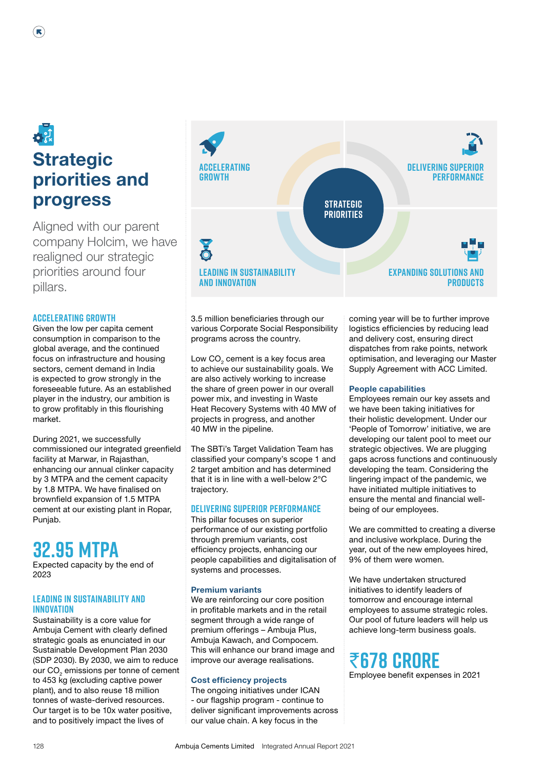# Strategic priorities and progress

Aligned with our parent company Holcim, we have realigned our strategic priorities around four pillars.

STRATEGIC PRIORITIES

- ACCELERATING GROWTH
- DELIVERING SUPERIOR PERFORMANCE
- LEADING IN SUSTAINABILITY AND INNOVATION
- EXPANDING SOLUTIONS AND PRODUCTS

## ACCELERATING GROWTH

Given the low per capita cement consumption in comparison to the global average, and the continued focus on infrastructure and housing sectors, cement demand in India is expected to grow strongly in the foreseeable future. As an established player in the industry, our ambition is to grow profitably in this flourishing market.

During 2021, we successfully commissioned our integrated greenfield facility at Marwar, in Rajasthan, enhancing our annual clinker capacity by 3 MTPA and the cement capacity by 1.8 MTPA. We have finalised on brownfield expansion of 1.5 MTPA cement at our existing plant in Ropar, Punjab.

**32.95 MTPA**

Expected capacity by the end of 2023

## LEADING IN SUSTAINABILITY AND INNOVATION

Sustainability is a core value for Ambuja Cement with clearly defined strategic goals as enunciated in our Sustainable Development Plan 2030 (SDP 2030). By 2030, we aim to reduce our $CO_2$ emissions per tonne of cement to 453 kg (excluding captive power plant), and to also reuse 18 million tonnes of waste-derived resources. Our target is to be 10x water positive, and to positively impact the lives of 3.5 million beneficiaries through our various Corporate Social Responsibility programs across the country.

Low $CO_2$ cement is a key focus area to achieve our sustainability goals. We are also actively working to increase the share of green power in our overall power mix, and investing in Waste Heat Recovery Systems with 40 MW of projects in progress, and another 40 MW in the pipeline.

The SBTi's Target Validation Team has classified your company's scope 1 and 2 target ambition and has determined that it is in line with a well-below 2°C trajectory.

## DELIVERING SUPERIOR PERFORMANCE

This pillar focuses on superior performance of our existing portfolio through premium variants, cost efficiency projects, enhancing our people capabilities and digitalisation of systems and processes.

### Premium variants

We are reinforcing our core position in profitable markets and in the retail segment through a wide range of premium offerings – Ambuja Plus, Ambuja Kawach, and Compocem. This will enhance our brand image and improve our average realisations.

### Cost efficiency projects

The ongoing initiatives under ICAN - our flagship program - continue to deliver significant improvements across our value chain. A key focus in the coming year will be to further improve logistics efficiencies by reducing lead and delivery cost, ensuring direct dispatches from rake points, network optimisation, and leveraging our Master Supply Agreement with ACC Limited.

### People capabilities

Employees remain our key assets and we have been taking initiatives for their holistic development. Under our 'People of Tomorrow' initiative, we are developing our talent pool to meet our strategic objectives. We are plugging gaps across functions and continuously developing the team. Considering the lingering impact of the pandemic, we have initiated multiple initiatives to ensure the mental and financial well-being of our employees.

We are committed to creating a diverse and inclusive workplace. During the year, out of the new employees hired, 9% of them were women.

We have undertaken structured initiatives to identify leaders of tomorrow and encourage internal employees to assume strategic roles. Our pool of future leaders will help us achieve long-term business goals.

**₹678 CRORE**

Employee benefit expenses in 2021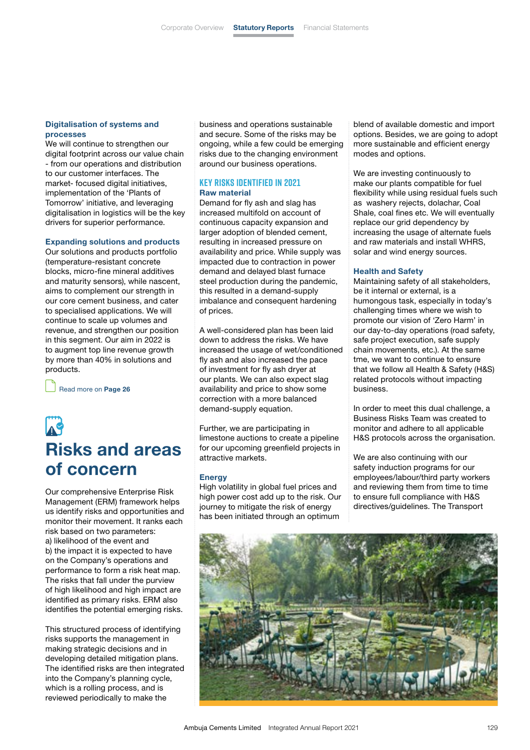### Digitalisation of systems and processes

We will continue to strengthen our digital footprint across our value chain - from our operations and distribution to our customer interfaces. The market- focused digital initiatives, implementation of the 'Plants of Tomorrow' initiative, and leveraging digitalisation in logistics will be the key drivers for superior performance.

### Expanding solutions and products

Our solutions and products portfolio (temperature-resistant concrete blocks, micro-fine mineral additives and maturity sensors), while nascent, aims to complement our strength in our core cement business, and cater to specialised applications. We will continue to scale up volumes and revenue, and strengthen our position in this segment. Our aim in 2022 is to augment top line revenue growth by more than 40% in solutions and products.

Read more on **Page 26**

# Risks and areas of concern

Our comprehensive Enterprise Risk Management (ERM) framework helps us identify risks and opportunities and monitor their movement. It ranks each risk based on two parameters:
a) likelihood of the event and
b) the impact it is expected to have on the Company's operations and performance to form a risk heat map. The risks that fall under the purview of high likelihood and high impact are identified as primary risks. ERM also identifies the potential emerging risks.

This structured process of identifying risks supports the management in making strategic decisions and in developing detailed mitigation plans. The identified risks are then integrated into the Company's planning cycle, which is a rolling process, and is reviewed periodically to make the business and operations sustainable and secure. Some of the risks may be ongoing, while a few could be emerging risks due to the changing environment around our business operations.

## KEY RISKS IDENTIFIED IN 2021

### Raw material

Demand for fly ash and slag has increased multifold on account of continuous capacity expansion and larger adoption of blended cement, resulting in increased pressure on availability and price. While supply was impacted due to contraction in power demand and delayed blast furnace steel production during the pandemic, this resulted in a demand-supply imbalance and consequent hardening of prices.

A well-considered plan has been laid down to address the risks. We have increased the usage of wet/conditioned fly ash and also increased the pace of investment for fly ash dryer at our plants. We can also expect slag availability and price to show some correction with a more balanced demand-supply equation.

Further, we are participating in limestone auctions to create a pipeline for our upcoming greenfield projects in attractive markets.

### Energy

High volatility in global fuel prices and high power cost add up to the risk. Our journey to mitigate the risk of energy has been initiated through an optimum blend of available domestic and import options. Besides, we are going to adopt more sustainable and efficient energy modes and options.

We are investing continuously to make our plants compatible for fuel flexibility while using residual fuels such as washery rejects, dolachar, Coal Shale, coal fines etc. We will eventually replace our grid dependency by increasing the usage of alternate fuels and raw materials and install WHRS, solar and wind energy sources.

### Health and Safety

Maintaining safety of all stakeholders, be it internal or external, is a humongous task, especially in today's challenging times where we wish to promote our vision of 'Zero Harm' in our day-to-day operations (road safety, safe project execution, safe supply chain movements, etc.). At the same tme, we want to continue to ensure that we follow all Health & Safety (H&S) related protocols without impacting business.

In order to meet this dual challenge, a Business Risks Team was created to monitor and adhere to all applicable H&S protocols across the organisation.

We are also continuing with our safety induction programs for our employees/labour/third party workers and reviewing them from time to time to ensure full compliance with H&S directives/guidelines. The Transport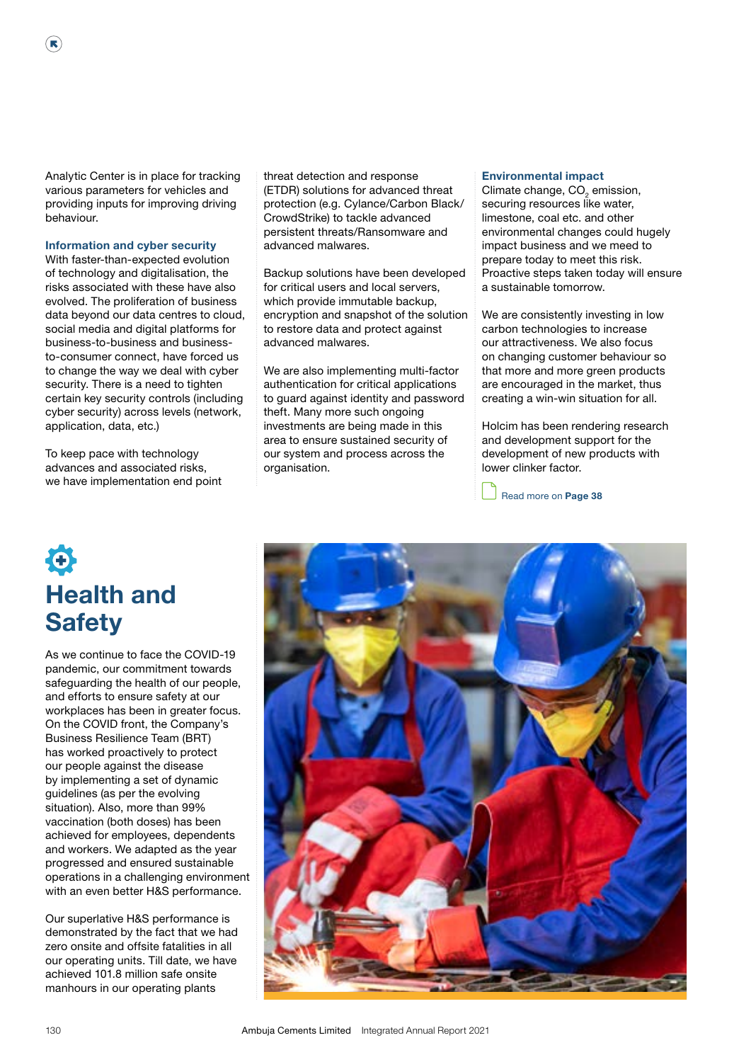Analytic Center is in place for tracking various parameters for vehicles and providing inputs for improving driving behaviour.

### Information and cyber security

With faster-than-expected evolution of technology and digitalisation, the risks associated with these have also evolved. The proliferation of business data beyond our data centres to cloud, social media and digital platforms for business-to-business and business-to-consumer connect, have forced us to change the way we deal with cyber security. There is a need to tighten certain key security controls (including cyber security) across levels (network, application, data, etc.)

To keep pace with technology advances and associated risks, we have implementation end point threat detection and response (ETDR) solutions for advanced threat protection (e.g. Cylance/Carbon Black/CrowdStrike) to tackle advanced persistent threats/Ransomware and advanced malwares.

Backup solutions have been developed for critical users and local servers, which provide immutable backup, encryption and snapshot of the solution to restore data and protect against advanced malwares.

We are also implementing multi-factor authentication for critical applications to guard against identity and password theft. Many more such ongoing investments are being made in this area to ensure sustained security of our system and process across the organisation.

### Environmental impact

Climate change, $CO_2$ emission, securing resources like water, limestone, coal etc. and other environmental changes could hugely impact business and we meed to prepare today to meet this risk. Proactive steps taken today will ensure a sustainable tomorrow.

We are consistently investing in low carbon technologies to increase our attractiveness. We also focus on changing customer behaviour so that more and more green products are encouraged in the market, thus creating a win-win situation for all.

Holcim has been rendering research and development support for the development of new products with lower clinker factor.

Read more on **Page 38**

# Health and Safety

As we continue to face the COVID-19 pandemic, our commitment towards safeguarding the health of our people, and efforts to ensure safety at our workplaces has been in greater focus. On the COVID front, the Company's Business Resilience Team (BRT) has worked proactively to protect our people against the disease by implementing a set of dynamic guidelines (as per the evolving situation). Also, more than 99% vaccination (both doses) has been achieved for employees, dependents and workers. We adapted as the year progressed and ensured sustainable operations in a challenging environment with an even better H&S performance.

Our superlative H&S performance is demonstrated by the fact that we had zero onsite and offsite fatalities in all our operating units. Till date, we have achieved 101.8 million safe onsite manhours in our operating plants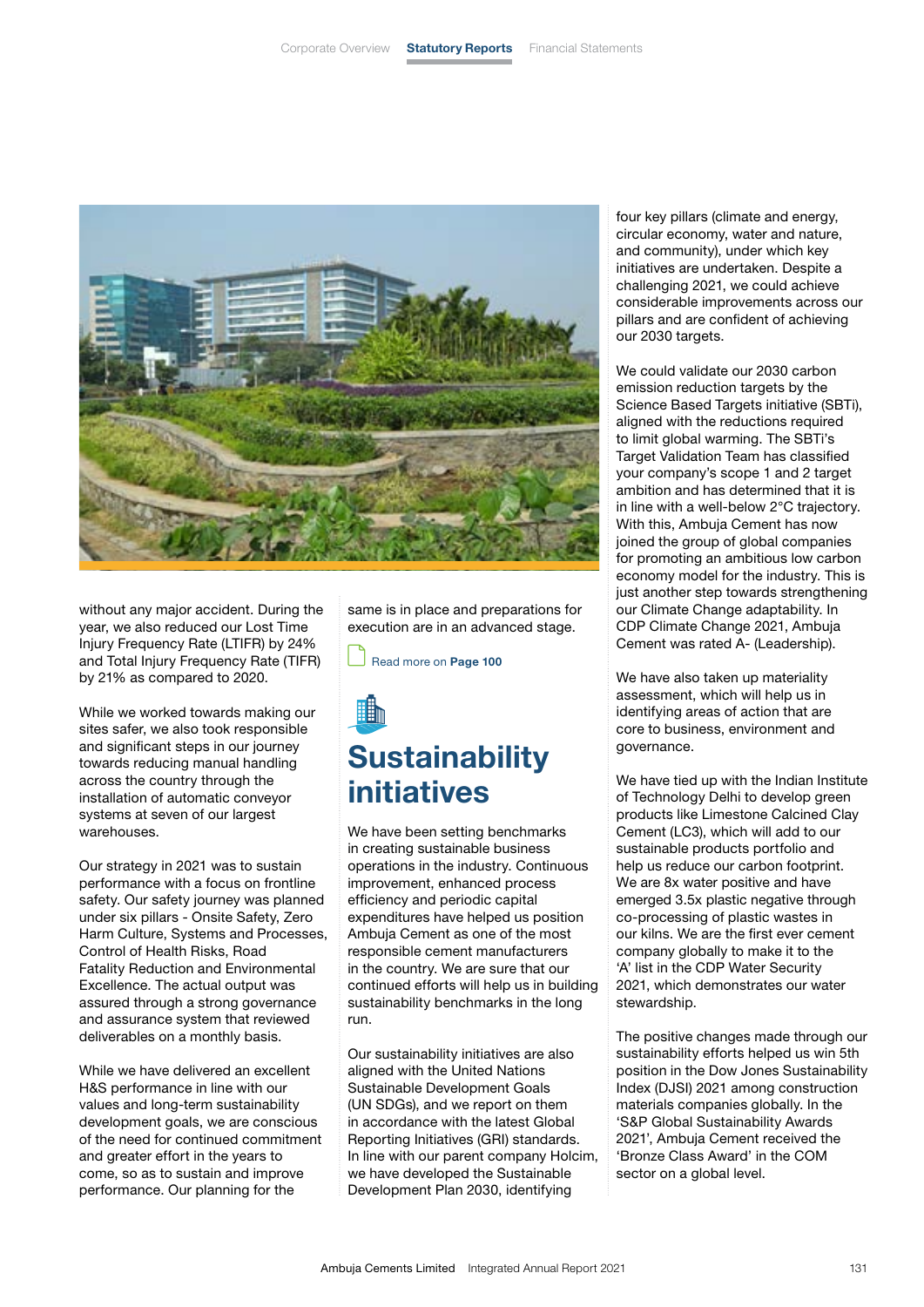without any major accident. During the year, we also reduced our Lost Time Injury Frequency Rate (LTIFR) by 24% and Total Injury Frequency Rate (TIFR) by 21% as compared to 2020.

While we worked towards making our sites safer, we also took responsible and significant steps in our journey towards reducing manual handling across the country through the installation of automatic conveyor systems at seven of our largest warehouses.

Our strategy in 2021 was to sustain performance with a focus on frontline safety. Our safety journey was planned under six pillars - Onsite Safety, Zero Harm Culture, Systems and Processes, Control of Health Risks, Road Fatality Reduction and Environmental Excellence. The actual output was assured through a strong governance and assurance system that reviewed deliverables on a monthly basis.

While we have delivered an excellent H&S performance in line with our values and long-term sustainability development goals, we are conscious of the need for continued commitment and greater effort in the years to come, so as to sustain and improve performance. Our planning for the same is in place and preparations for execution are in an advanced stage.

Read more on **Page 100**

## Sustainability initiatives

We have been setting benchmarks in creating sustainable business operations in the industry. Continuous improvement, enhanced process efficiency and periodic capital expenditures have helped us position Ambuja Cement as one of the most responsible cement manufacturers in the country. We are sure that our continued efforts will help us in building sustainability benchmarks in the long run.

Our sustainability initiatives are also aligned with the United Nations Sustainable Development Goals (UN SDGs), and we report on them in accordance with the latest Global Reporting Initiatives (GRI) standards. In line with our parent company Holcim, we have developed the Sustainable Development Plan 2030, identifying four key pillars (climate and energy, circular economy, water and nature, and community), under which key initiatives are undertaken. Despite a challenging 2021, we could achieve considerable improvements across our pillars and are confident of achieving our 2030 targets.

We could validate our 2030 carbon emission reduction targets by the Science Based Targets initiative (SBTi), aligned with the reductions required to limit global warming. The SBTi's Target Validation Team has classified your company's scope 1 and 2 target ambition and has determined that it is in line with a well-below 2°C trajectory. With this, Ambuja Cement has now joined the group of global companies for promoting an ambitious low carbon economy model for the industry. This is just another step towards strengthening our Climate Change adaptability. In CDP Climate Change 2021, Ambuja Cement was rated A- (Leadership).

We have also taken up materiality assessment, which will help us in identifying areas of action that are core to business, environment and governance.

We have tied up with the Indian Institute of Technology Delhi to develop green products like Limestone Calcined Clay Cement (LC3), which will add to our sustainable products portfolio and help us reduce our carbon footprint. We are 8x water positive and have emerged 3.5x plastic negative through co-processing of plastic wastes in our kilns. We are the first ever cement company globally to make it to the 'A' list in the CDP Water Security 2021, which demonstrates our water stewardship.

The positive changes made through our sustainability efforts helped us win 5th position in the Dow Jones Sustainability Index (DJSI) 2021 among construction materials companies globally. In the 'S&P Global Sustainability Awards 2021', Ambuja Cement received the 'Bronze Class Award' in the COM sector on a global level.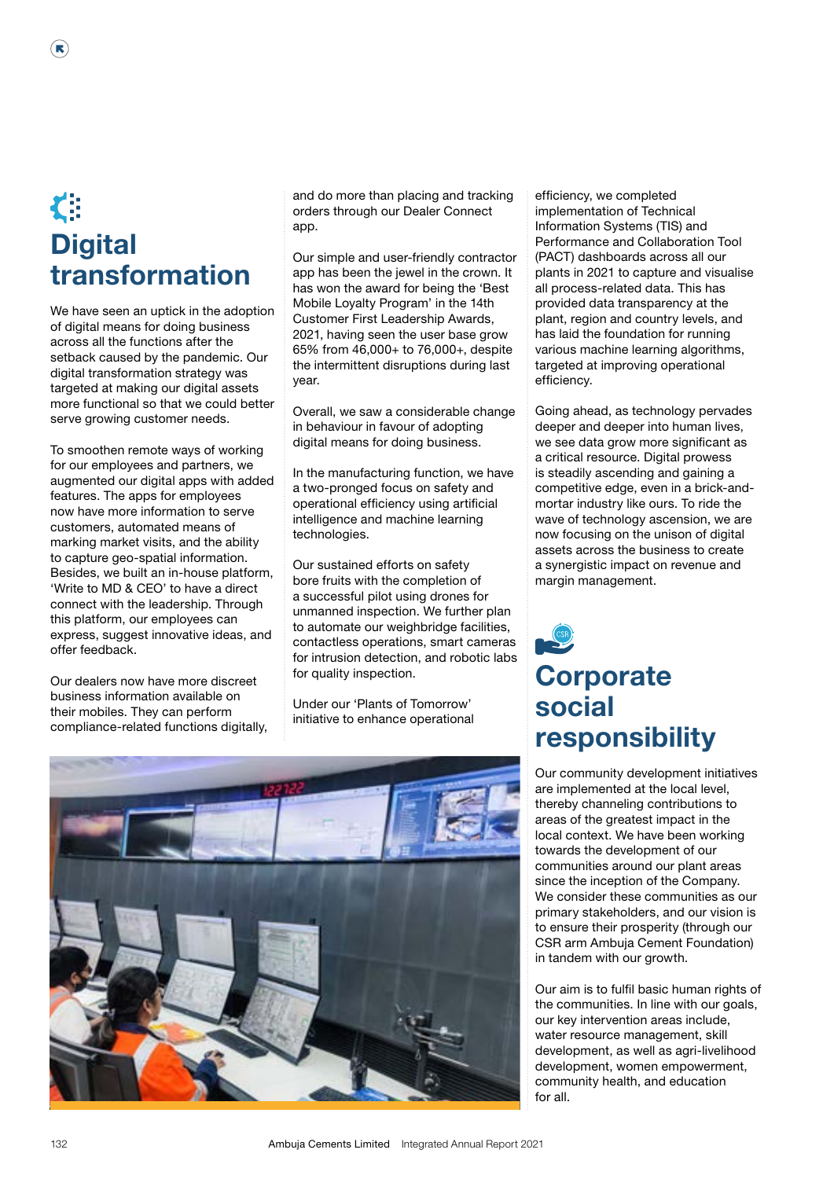# Digital transformation

We have seen an uptick in the adoption of digital means for doing business across all the functions after the setback caused by the pandemic. Our digital transformation strategy was targeted at making our digital assets more functional so that we could better serve growing customer needs.

To smoothen remote ways of working for our employees and partners, we augmented our digital apps with added features. The apps for employees now have more information to serve customers, automated means of marking market visits, and the ability to capture geo-spatial information. Besides, we built an in-house platform, 'Write to MD & CEO' to have a direct connect with the leadership. Through this platform, our employees can express, suggest innovative ideas, and offer feedback.

Our dealers now have more discreet business information available on their mobiles. They can perform compliance-related functions digitally, and do more than placing and tracking orders through our Dealer Connect app.

Our simple and user-friendly contractor app has been the jewel in the crown. It has won the award for being the 'Best Mobile Loyalty Program' in the 14th Customer First Leadership Awards, 2021, having seen the user base grow 65% from 46,000+ to 76,000+, despite the intermittent disruptions during last year.

Overall, we saw a considerable change in behaviour in favour of adopting digital means for doing business.

In the manufacturing function, we have a two-pronged focus on safety and operational efficiency using artificial intelligence and machine learning technologies.

Our sustained efforts on safety bore fruits with the completion of a successful pilot using drones for unmanned inspection. We further plan to automate our weighbridge facilities, contactless operations, smart cameras for intrusion detection, and robotic labs for quality inspection.

Under our 'Plants of Tomorrow' initiative to enhance operational efficiency, we completed implementation of Technical Information Systems (TIS) and Performance and Collaboration Tool (PACT) dashboards across all our plants in 2021 to capture and visualise all process-related data. This has provided data transparency at the plant, region and country levels, and has laid the foundation for running various machine learning algorithms, targeted at improving operational efficiency.

Going ahead, as technology pervades deeper and deeper into human lives, we see data grow more significant as a critical resource. Digital prowess is steadily ascending and gaining a competitive edge, even in a brick-and-mortar industry like ours. To ride the wave of technology ascension, we are now focusing on the unison of digital assets across the business to create a synergistic impact on revenue and margin management.

# Corporate social responsibility

Our community development initiatives are implemented at the local level, thereby channeling contributions to areas of the greatest impact in the local context. We have been working towards the development of our communities around our plant areas since the inception of the Company. We consider these communities as our primary stakeholders, and our vision is to ensure their prosperity (through our CSR arm Ambuja Cement Foundation) in tandem with our growth.

Our aim is to fulfil basic human rights of the communities. In line with our goals, our key intervention areas include, water resource management, skill development, as well as agri-livelihood development, women empowerment, community health, and education for all.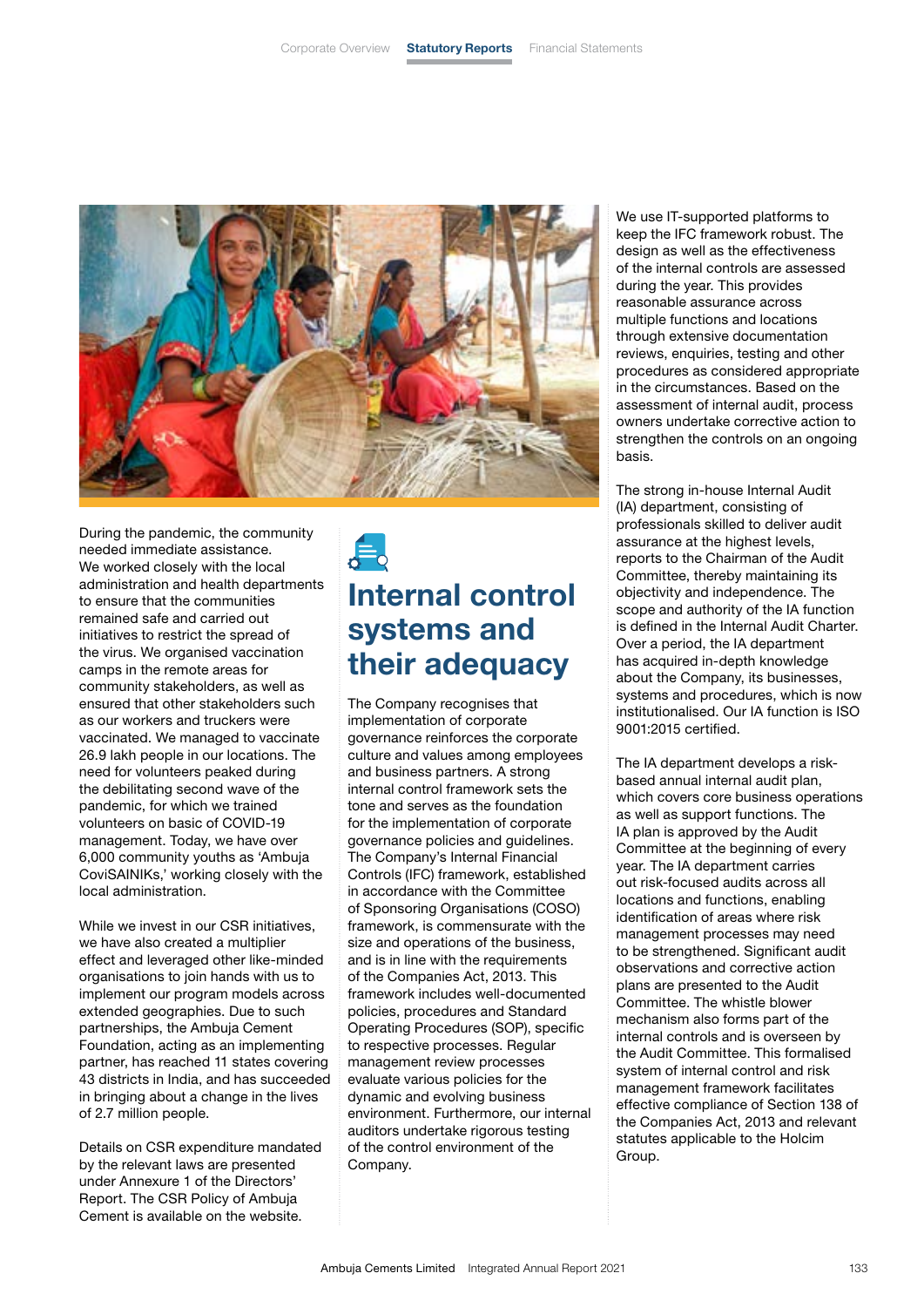During the pandemic, the community needed immediate assistance. We worked closely with the local administration and health departments to ensure that the communities remained safe and carried out initiatives to restrict the spread of the virus. We organised vaccination camps in the remote areas for community stakeholders, as well as ensured that other stakeholders such as our workers and truckers were vaccinated. We managed to vaccinate 26.9 lakh people in our locations. The need for volunteers peaked during the debilitating second wave of the pandemic, for which we trained volunteers on basic of COVID-19 management. Today, we have over 6,000 community youths as 'Ambuja CoviSAINIKs,' working closely with the local administration.

While we invest in our CSR initiatives, we have also created a multiplier effect and leveraged other like-minded organisations to join hands with us to implement our program models across extended geographies. Due to such partnerships, the Ambuja Cement Foundation, acting as an implementing partner, has reached 11 states covering 43 districts in India, and has succeeded in bringing about a change in the lives of 2.7 million people.

Details on CSR expenditure mandated by the relevant laws are presented under Annexure 1 of the Directors' Report. The CSR Policy of Ambuja Cement is available on the website.

# Internal control systems and their adequacy

The Company recognises that implementation of corporate governance reinforces the corporate culture and values among employees and business partners. A strong internal control framework sets the tone and serves as the foundation for the implementation of corporate governance policies and guidelines. The Company's Internal Financial Controls (IFC) framework, established in accordance with the Committee of Sponsoring Organisations (COSO) framework, is commensurate with the size and operations of the business, and is in line with the requirements of the Companies Act, 2013. This framework includes well-documented policies, procedures and Standard Operating Procedures (SOP), specific to respective processes. Regular management review processes evaluate various policies for the dynamic and evolving business environment. Furthermore, our internal auditors undertake rigorous testing of the control environment of the Company.

We use IT-supported platforms to keep the IFC framework robust. The design as well as the effectiveness of the internal controls are assessed during the year. This provides reasonable assurance across multiple functions and locations through extensive documentation reviews, enquiries, testing and other procedures as considered appropriate in the circumstances. Based on the assessment of internal audit, process owners undertake corrective action to strengthen the controls on an ongoing basis.

The strong in-house Internal Audit (IA) department, consisting of professionals skilled to deliver audit assurance at the highest levels, reports to the Chairman of the Audit Committee, thereby maintaining its objectivity and independence. The scope and authority of the IA function is defined in the Internal Audit Charter. Over a period, the IA department has acquired in-depth knowledge about the Company, its businesses, systems and procedures, which is now institutionalised. Our IA function is ISO 9001:2015 certified.

The IA department develops a risk-based annual internal audit plan, which covers core business operations as well as support functions. The IA plan is approved by the Audit Committee at the beginning of every year. The IA department carries out risk-focused audits across all locations and functions, enabling identification of areas where risk management processes may need to be strengthened. Significant audit observations and corrective action plans are presented to the Audit Committee. The whistle blower mechanism also forms part of the internal controls and is overseen by the Audit Committee. This formalised system of internal control and risk management framework facilitates effective compliance of Section 138 of the Companies Act, 2013 and relevant statutes applicable to the Holcim Group.